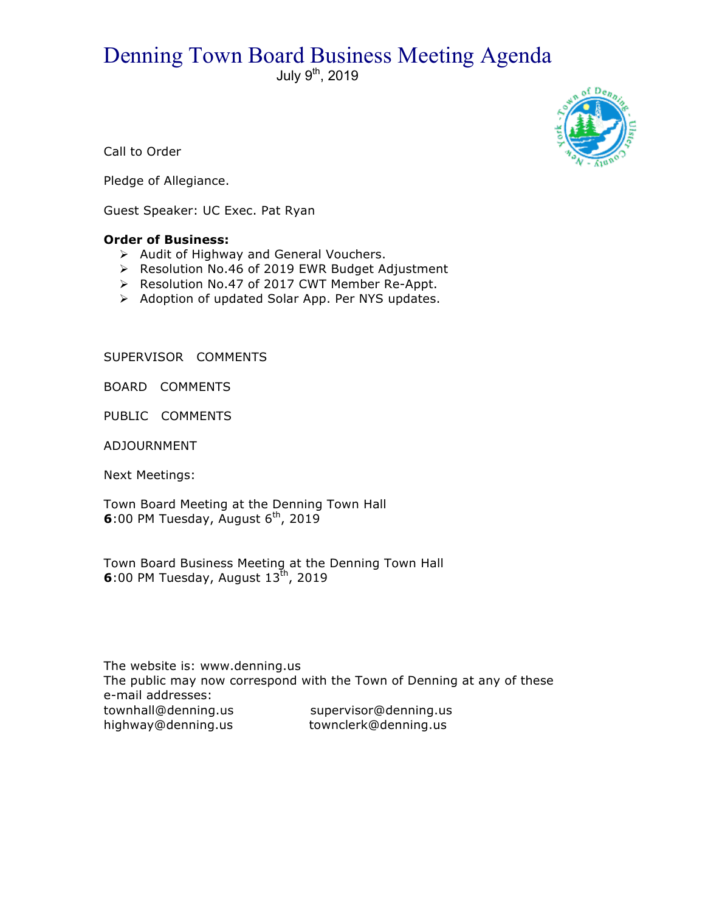# Denning Town Board Business Meeting Agenda

July 9th, 2019

Call to Order

Pledge of Allegiance.

Guest Speaker: UC Exec. Pat Ryan

**Order of Business:**

- Audit of Highway and General Vouchers.
- Resolution No.46 of 2019 EWR Budget Adjustment
- Resolution No.47 of 2017 CWT Member Re-Appt.
- Adoption of updated Solar App. Per NYS updates.

SUPERVISOR COMMENTS

BOARD COMMENTS

PUBLIC COMMENTS

ADJOURNMENT

Next Meetings:

Town Board Meeting at the Denning Town Hall
**6**:00 PM Tuesday, August 6th, 2019

Town Board Business Meeting at the Denning Town Hall
**6**:00 PM Tuesday, August 13th, 2019

The website is: www.denning.us
The public may now correspond with the Town of Denning at any of these e-mail addresses:
townhall@denning.us supervisor@denning.us
highway@denning.us townclerk@denning.us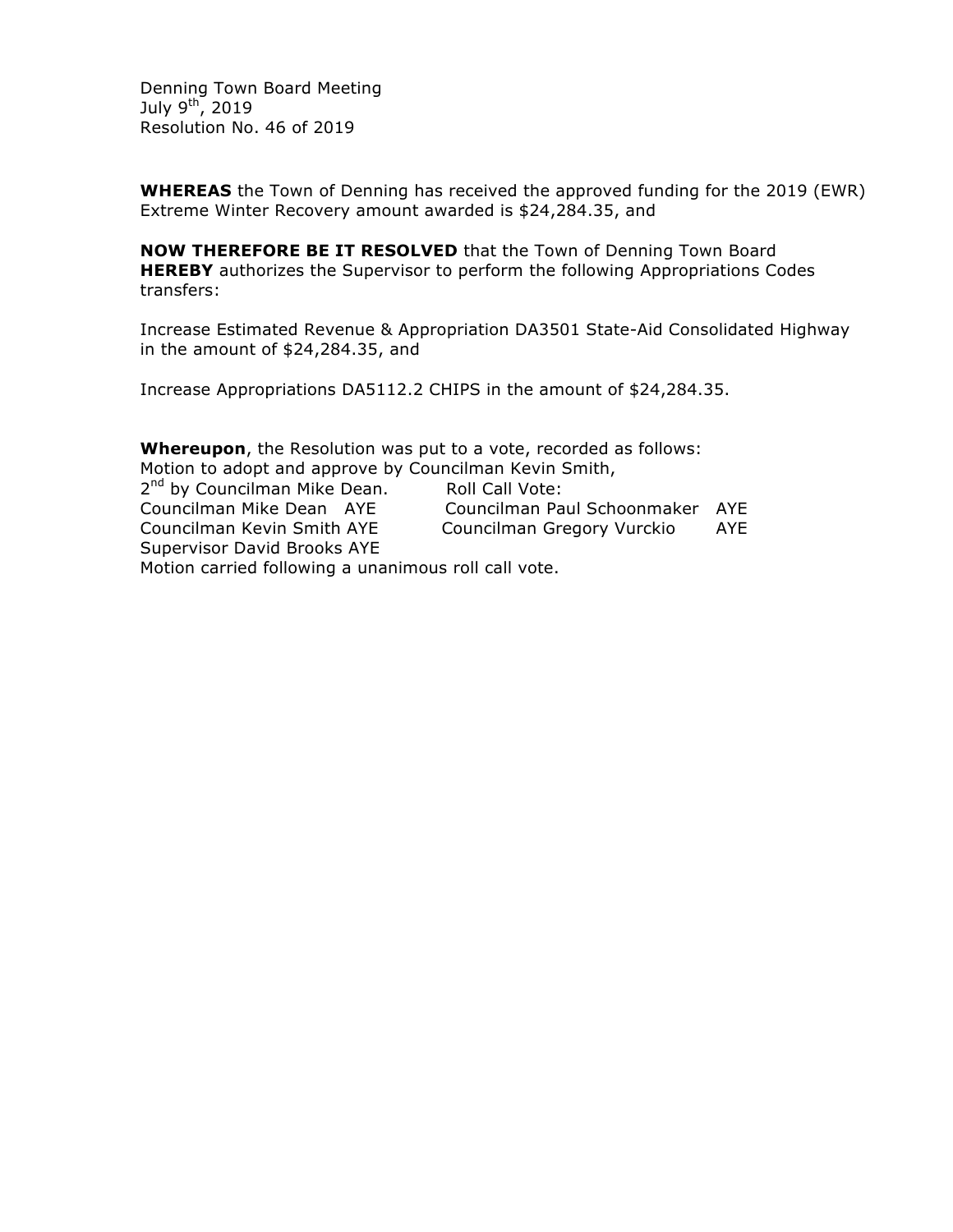Denning Town Board Meeting
July 9th, 2019
Resolution No. 46 of 2019

**WHEREAS** the Town of Denning has received the approved funding for the 2019 (EWR) Extreme Winter Recovery amount awarded is $24,284.35, and

**NOW THEREFORE BE IT RESOLVED** that the Town of Denning Town Board **HEREBY** authorizes the Supervisor to perform the following Appropriations Codes transfers:

Increase Estimated Revenue & Appropriation DA3501 State-Aid Consolidated Highway in the amount of $24,284.35, and

Increase Appropriations DA5112.2 CHIPS in the amount of $24,284.35.

**Whereupon**, the Resolution was put to a vote, recorded as follows:
Motion to adopt and approve by Councilman Kevin Smith,
2nd by Councilman Mike Dean. Roll Call Vote:
Councilman Mike Dean AYE
Councilman Paul Schoonmaker AYE
Councilman Kevin Smith AYE
Councilman Gregory Vurckio AYE
Supervisor David Brooks AYE
Motion carried following a unanimous roll call vote.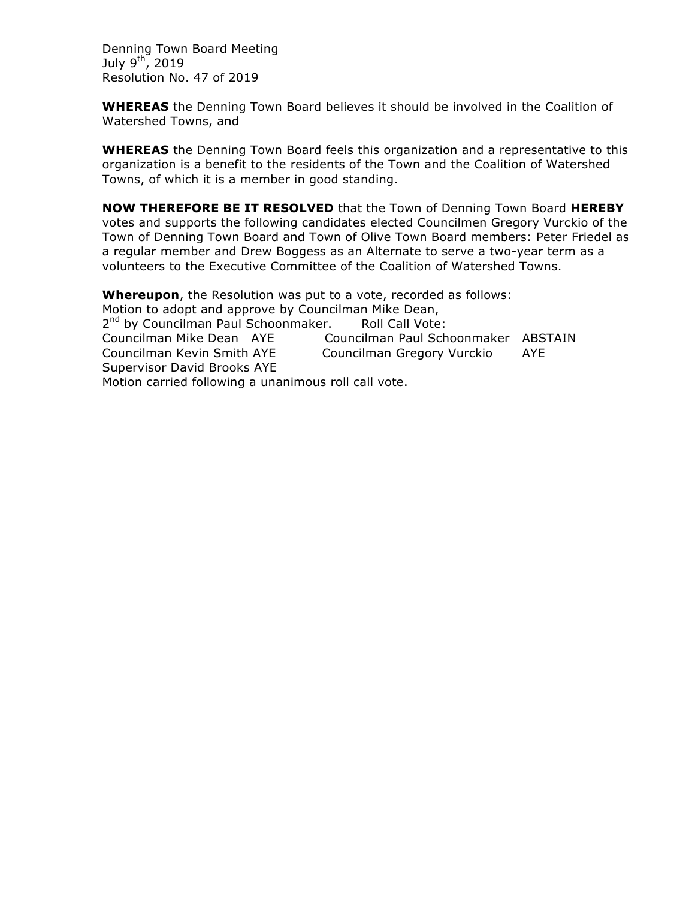Denning Town Board Meeting
July 9th, 2019
Resolution No. 47 of 2019

**WHEREAS** the Denning Town Board believes it should be involved in the Coalition of Watershed Towns, and

**WHEREAS** the Denning Town Board feels this organization and a representative to this organization is a benefit to the residents of the Town and the Coalition of Watershed Towns, of which it is a member in good standing.

**NOW THEREFORE BE IT RESOLVED** that the Town of Denning Town Board **HEREBY** votes and supports the following candidates elected Councilmen Gregory Vurckio of the Town of Denning Town Board and Town of Olive Town Board members: Peter Friedel as a regular member and Drew Boggess as an Alternate to serve a two-year term as a volunteers to the Executive Committee of the Coalition of Watershed Towns.

**Whereupon**, the Resolution was put to a vote, recorded as follows:
Motion to adopt and approve by Councilman Mike Dean,
2nd by Councilman Paul Schoonmaker. Roll Call Vote:
Councilman Mike Dean AYE Councilman Paul Schoonmaker ABSTAIN
Councilman Kevin Smith AYE Councilman Gregory Vurckio AYE
Supervisor David Brooks AYE
Motion carried following a unanimous roll call vote.